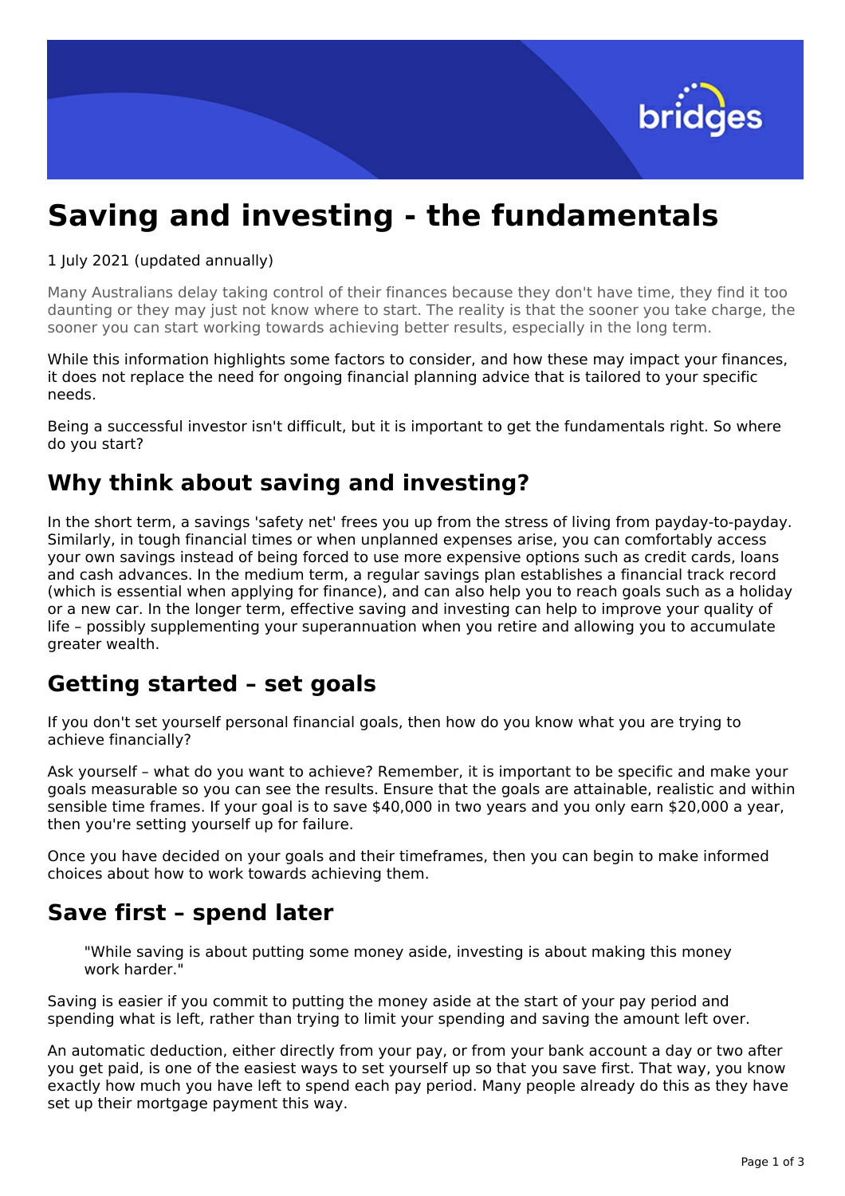# Saving and investing - the fundamentals

1 July 2021 (updated annually)

Many Australians delay taking control of their finances because they don't have time, they find it too daunting or they may just not know where to start. The reality is that the sooner you take charge, the sooner you can start working towards achieving better results, especially in the long term.

While this information highlights some factors to consider, and how these may impact your finances, it does not replace the need for ongoing financial planning advice that is tailored to your specific needs.

Being a successful investor isn't difficult, but it is important to get the fundamentals right. So where do you start?

## Why think about saving and investing?

In the short term, a savings 'safety net' frees you up from the stress of living from payday-to-payday. Similarly, in tough financial times or when unplanned expenses arise, you can comfortably access your own savings instead of being forced to use more expensive options such as credit cards, loans and cash advances. In the medium term, a regular savings plan establishes a financial track record (which is essential when applying for finance), and can also help you to reach goals such as a holiday or a new car. In the longer term, effective saving and investing can help to improve your quality of life – possibly supplementing your superannuation when you retire and allowing you to accumulate greater wealth.

## Getting started – set goals

If you don't set yourself personal financial goals, then how do you know what you are trying to achieve financially?

Ask yourself – what do you want to achieve? Remember, it is important to be specific and make your goals measurable so you can see the results. Ensure that the goals are attainable, realistic and within sensible time frames. If your goal is to save $40,000 in two years and you only earn $20,000 a year, then you're setting yourself up for failure.

Once you have decided on your goals and their timeframes, then you can begin to make informed choices about how to work towards achieving them.

## Save first – spend later

> "While saving is about putting some money aside, investing is about making this money work harder."

Saving is easier if you commit to putting the money aside at the start of your pay period and spending what is left, rather than trying to limit your spending and saving the amount left over.

An automatic deduction, either directly from your pay, or from your bank account a day or two after you get paid, is one of the easiest ways to set yourself up so that you save first. That way, you know exactly how much you have left to spend each pay period. Many people already do this as they have set up their mortgage payment this way.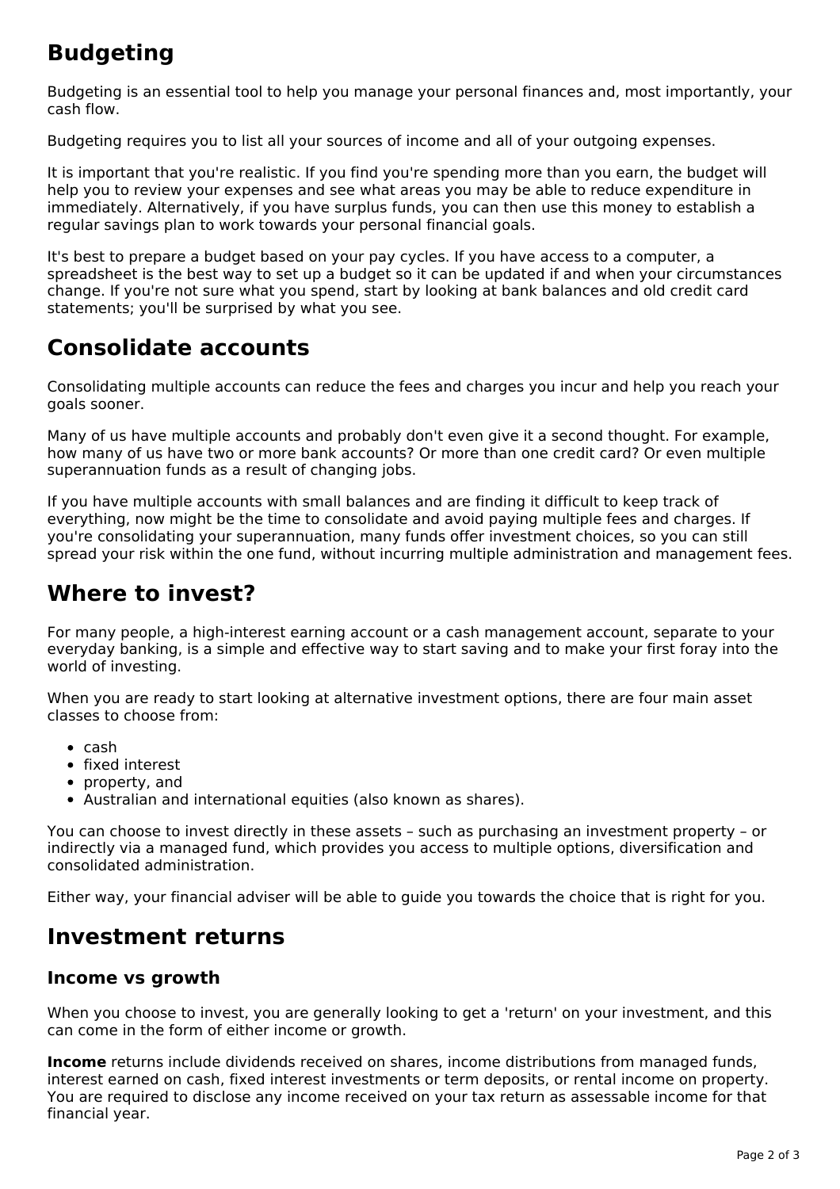## Budgeting

Budgeting is an essential tool to help you manage your personal finances and, most importantly, your cash flow.

Budgeting requires you to list all your sources of income and all of your outgoing expenses.

It is important that you're realistic. If you find you're spending more than you earn, the budget will help you to review your expenses and see what areas you may be able to reduce expenditure in immediately. Alternatively, if you have surplus funds, you can then use this money to establish a regular savings plan to work towards your personal financial goals.

It's best to prepare a budget based on your pay cycles. If you have access to a computer, a spreadsheet is the best way to set up a budget so it can be updated if and when your circumstances change. If you're not sure what you spend, start by looking at bank balances and old credit card statements; you'll be surprised by what you see.

## Consolidate accounts

Consolidating multiple accounts can reduce the fees and charges you incur and help you reach your goals sooner.

Many of us have multiple accounts and probably don't even give it a second thought. For example, how many of us have two or more bank accounts? Or more than one credit card? Or even multiple superannuation funds as a result of changing jobs.

If you have multiple accounts with small balances and are finding it difficult to keep track of everything, now might be the time to consolidate and avoid paying multiple fees and charges. If you're consolidating your superannuation, many funds offer investment choices, so you can still spread your risk within the one fund, without incurring multiple administration and management fees.

## Where to invest?

For many people, a high-interest earning account or a cash management account, separate to your everyday banking, is a simple and effective way to start saving and to make your first foray into the world of investing.

When you are ready to start looking at alternative investment options, there are four main asset classes to choose from:

- cash
- fixed interest
- property, and
- Australian and international equities (also known as shares).

You can choose to invest directly in these assets – such as purchasing an investment property – or indirectly via a managed fund, which provides you access to multiple options, diversification and consolidated administration.

Either way, your financial adviser will be able to guide you towards the choice that is right for you.

## Investment returns

### Income vs growth

When you choose to invest, you are generally looking to get a 'return' on your investment, and this can come in the form of either income or growth.

**Income** returns include dividends received on shares, income distributions from managed funds, interest earned on cash, fixed interest investments or term deposits, or rental income on property. You are required to disclose any income received on your tax return as assessable income for that financial year.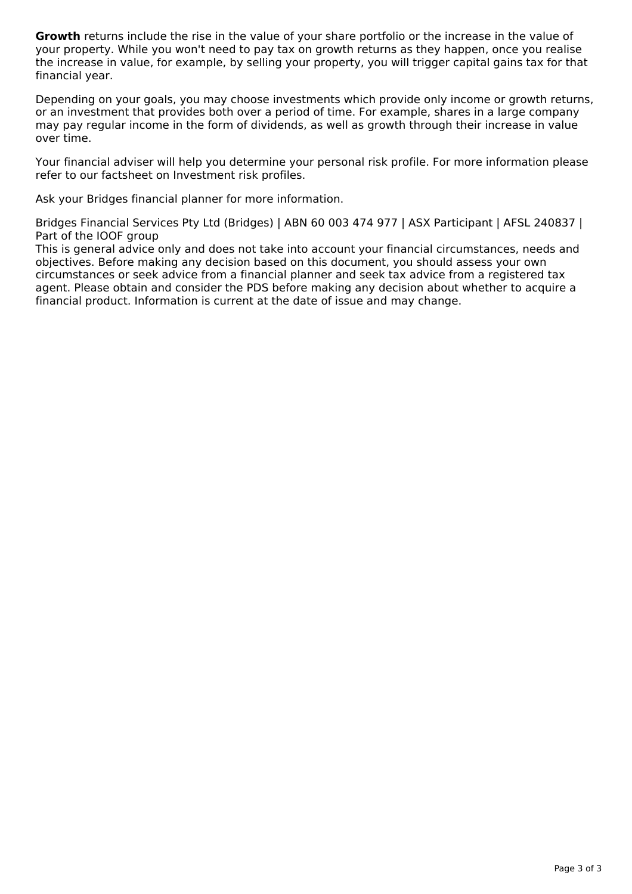**Growth** returns include the rise in the value of your share portfolio or the increase in the value of your property. While you won't need to pay tax on growth returns as they happen, once you realise the increase in value, for example, by selling your property, you will trigger capital gains tax for that financial year.

Depending on your goals, you may choose investments which provide only income or growth returns, or an investment that provides both over a period of time. For example, shares in a large company may pay regular income in the form of dividends, as well as growth through their increase in value over time.

Your financial adviser will help you determine your personal risk profile. For more information please refer to our factsheet on Investment risk profiles.

Ask your Bridges financial planner for more information.

Bridges Financial Services Pty Ltd (Bridges) | ABN 60 003 474 977 | ASX Participant | AFSL 240837 | Part of the IOOF group

This is general advice only and does not take into account your financial circumstances, needs and objectives. Before making any decision based on this document, you should assess your own circumstances or seek advice from a financial planner and seek tax advice from a registered tax agent. Please obtain and consider the PDS before making any decision about whether to acquire a financial product. Information is current at the date of issue and may change.